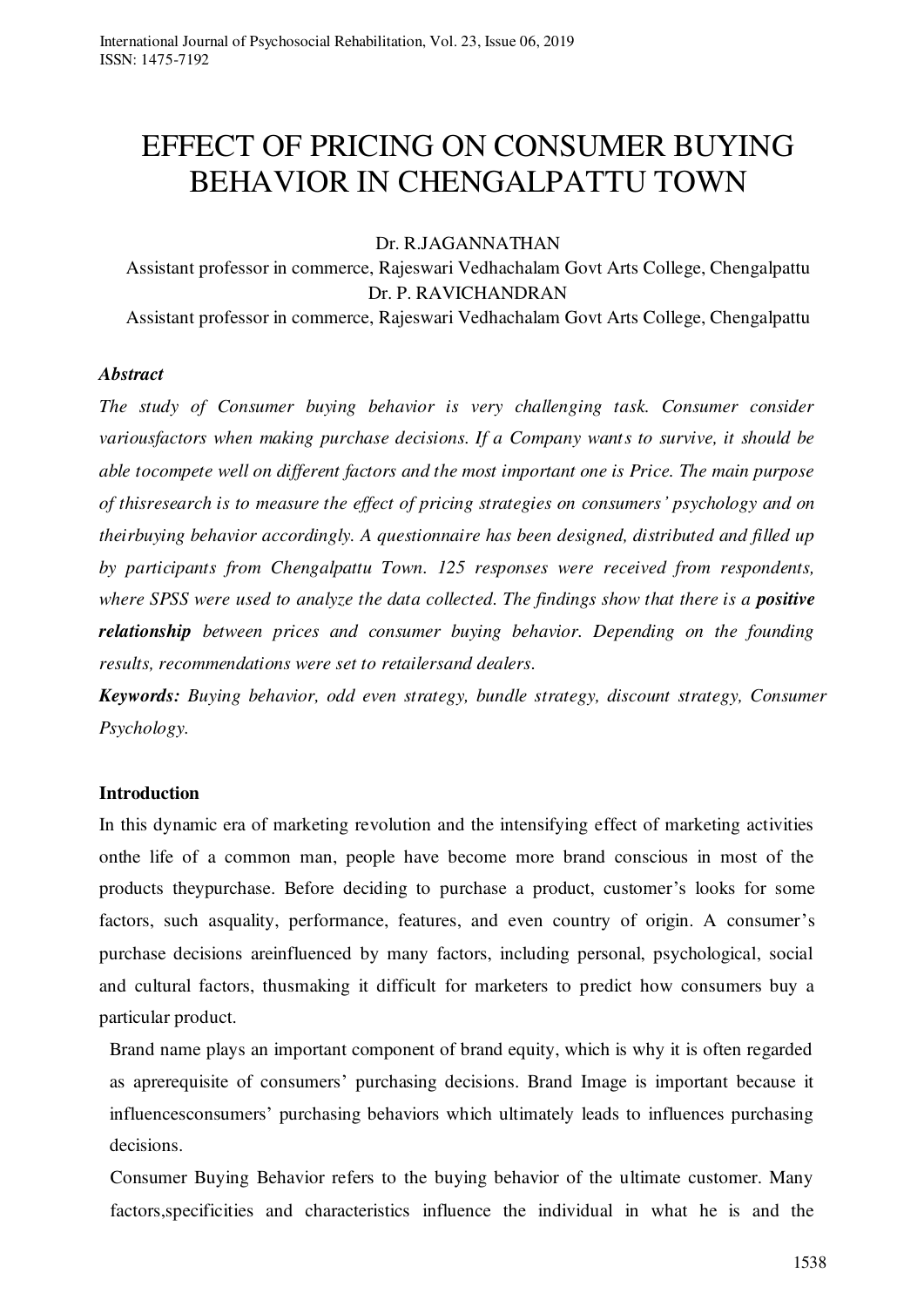# EFFECT OF PRICING ON CONSUMER BUYING BEHAVIOR IN CHENGALPATTU TOWN

Dr. R.JAGANNATHAN

Assistant professor in commerce, Rajeswari Vedhachalam Govt Arts College, Chengalpattu

Dr. P. RAVICHANDRAN

Assistant professor in commerce, Rajeswari Vedhachalam Govt Arts College, Chengalpattu

### *Abstract*

*The study of Consumer buying behavior is very challenging task. Consumer consider variousfactors when making purchase decisions. If a Company wants to survive, it should be able tocompete well on different factors and the most important one is Price. The main purpose of thisresearch is to measure the effect of pricing strategies on consumers' psychology and on theirbuying behavior accordingly. A questionnaire has been designed, distributed and filled up by participants from Chengalpattu Town. 125 responses were received from respondents, where SPSS were used to analyze the data collected. The findings show that there is a **positive relationship** between prices and consumer buying behavior. Depending on the founding results, recommendations were set to retailersand dealers.*

***Keywords:*** *Buying behavior, odd even strategy, bundle strategy, discount strategy, Consumer Psychology.*

### Introduction

In this dynamic era of marketing revolution and the intensifying effect of marketing activities onthe life of a common man, people have become more brand conscious in most of the products theypurchase. Before deciding to purchase a product, customer's looks for some factors, such asquality, performance, features, and even country of origin. A consumer's purchase decisions areinfluenced by many factors, including personal, psychological, social and cultural factors, thusmaking it difficult for marketers to predict how consumers buy a particular product.

Brand name plays an important component of brand equity, which is why it is often regarded as aprerequisite of consumers' purchasing decisions. Brand Image is important because it influencesconsumers' purchasing behaviors which ultimately leads to influences purchasing decisions.

Consumer Buying Behavior refers to the buying behavior of the ultimate customer. Many factors,specificities and characteristics influence the individual in what he is and the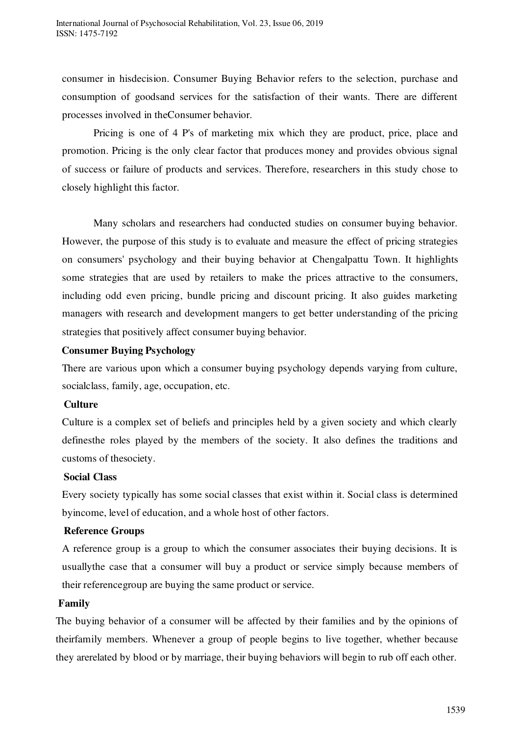consumer in hisdecision. Consumer Buying Behavior refers to the selection, purchase and consumption of goodsand services for the satisfaction of their wants. There are different processes involved in theConsumer behavior.

Pricing is one of 4 P's of marketing mix which they are product, price, place and promotion. Pricing is the only clear factor that produces money and provides obvious signal of success or failure of products and services. Therefore, researchers in this study chose to closely highlight this factor.

Many scholars and researchers had conducted studies on consumer buying behavior. However, the purpose of this study is to evaluate and measure the effect of pricing strategies on consumers' psychology and their buying behavior at Chengalpattu Town. It highlights some strategies that are used by retailers to make the prices attractive to the consumers, including odd even pricing, bundle pricing and discount pricing. It also guides marketing managers with research and development mangers to get better understanding of the pricing strategies that positively affect consumer buying behavior.

**Consumer Buying Psychology**

There are various upon which a consumer buying psychology depends varying from culture, socialclass, family, age, occupation, etc.

**Culture**

Culture is a complex set of beliefs and principles held by a given society and which clearly definesthe roles played by the members of the society. It also defines the traditions and customs of thesociety.

**Social Class**

Every society typically has some social classes that exist within it. Social class is determined byincome, level of education, and a whole host of other factors.

**Reference Groups**

A reference group is a group to which the consumer associates their buying decisions. It is usuallythe case that a consumer will buy a product or service simply because members of their referencegroup are buying the same product or service.

**Family**

The buying behavior of a consumer will be affected by their families and by the opinions of theirfamily members. Whenever a group of people begins to live together, whether because they arerelated by blood or by marriage, their buying behaviors will begin to rub off each other.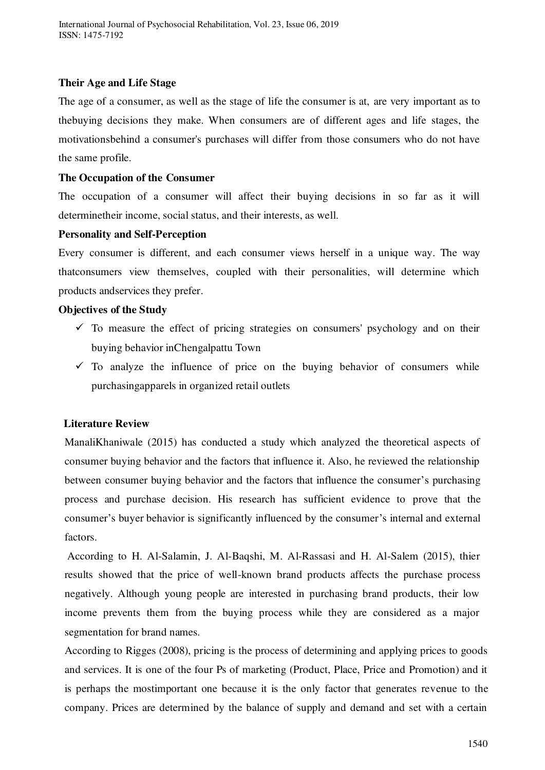**Their Age and Life Stage**

The age of a consumer, as well as the stage of life the consumer is at, are very important as to thebuying decisions they make. When consumers are of different ages and life stages, the motivationsbehind a consumer's purchases will differ from those consumers who do not have the same profile.

**The Occupation of the Consumer**

The occupation of a consumer will affect their buying decisions in so far as it will determinetheir income, social status, and their interests, as well.

**Personality and Self-Perception**

Every consumer is different, and each consumer views herself in a unique way. The way thatconsumers view themselves, coupled with their personalities, will determine which products andservices they prefer.

**Objectives of the Study**

- ✓ To measure the effect of pricing strategies on consumers' psychology and on their buying behavior inChengalpattu Town
- ✓ To analyze the influence of price on the buying behavior of consumers while purchasingapparels in organized retail outlets

**Literature Review**

ManaliKhaniwale (2015) has conducted a study which analyzed the theoretical aspects of consumer buying behavior and the factors that influence it. Also, he reviewed the relationship between consumer buying behavior and the factors that influence the consumer's purchasing process and purchase decision. His research has sufficient evidence to prove that the consumer's buyer behavior is significantly influenced by the consumer's internal and external factors.

According to H. Al-Salamin, J. Al-Baqshi, M. Al-Rassasi and H. Al-Salem (2015), thier results showed that the price of well-known brand products affects the purchase process negatively. Although young people are interested in purchasing brand products, their low income prevents them from the buying process while they are considered as a major segmentation for brand names.

According to Rigges (2008), pricing is the process of determining and applying prices to goods and services. It is one of the four Ps of marketing (Product, Place, Price and Promotion) and it is perhaps the mostimportant one because it is the only factor that generates revenue to the company. Prices are determined by the balance of supply and demand and set with a certain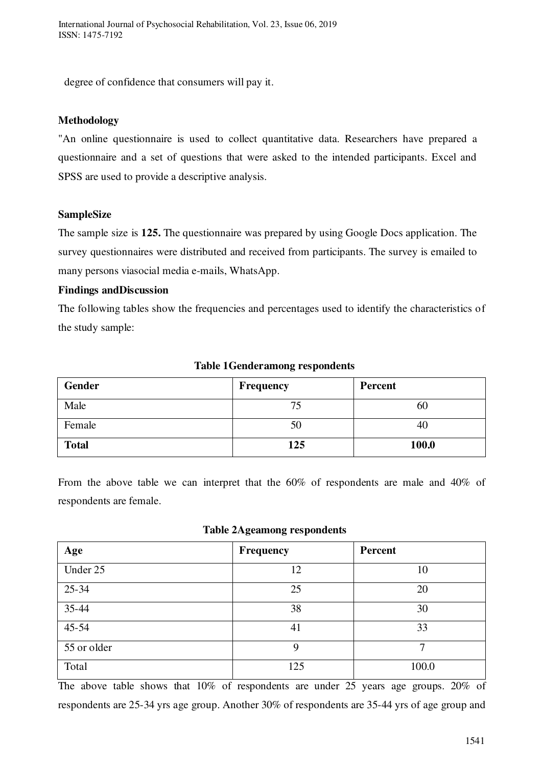degree of confidence that consumers will pay it.

**Methodology**

"An online questionnaire is used to collect quantitative data. Researchers have prepared a questionnaire and a set of questions that were asked to the intended participants. Excel and SPSS are used to provide a descriptive analysis.

**SampleSize**

The sample size is **125.** The questionnaire was prepared by using Google Docs application. The survey questionnaires were distributed and received from participants. The survey is emailed to many persons viasocial media e-mails, WhatsApp.

**Findings andDiscussion**

The following tables show the frequencies and percentages used to identify the characteristics of the study sample:

**Table 1Genderamong respondents**

| Gender | Frequency | Percent |
|---|---|---|
| Male | 75 | 60 |
| Female | 50 | 40 |
| **Total** | **125** | **100.0** |

From the above table we can interpret that the 60% of respondents are male and 40% of respondents are female.

**Table 2Ageamong respondents**

| Age | Frequency | Percent |
|---|---|---|
| Under 25 | 12 | 10 |
| 25-34 | 25 | 20 |
| 35-44 | 38 | 30 |
| 45-54 | 41 | 33 |
| 55 or older | 9 | 7 |
| Total | 125 | 100.0 |

The above table shows that 10% of respondents are under 25 years age groups. 20% of respondents are 25-34 yrs age group. Another 30% of respondents are 35-44 yrs of age group and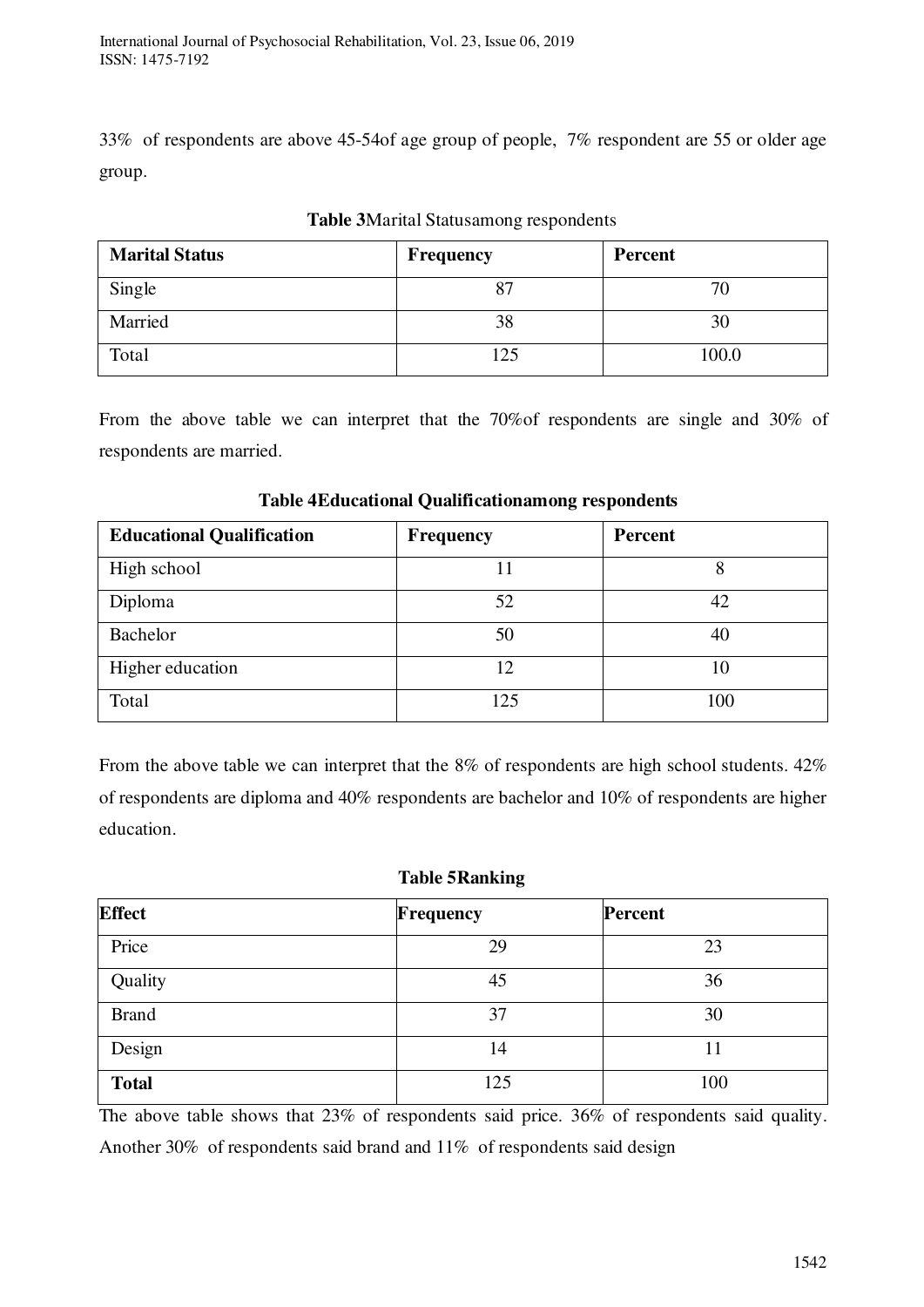33% of respondents are above 45-54of age group of people, 7% respondent are 55 or older age group.

**Table 3**Marital Statusamong respondents

| **Marital Status** | **Frequency** | **Percent** |
|---|---|---|
| Single | 87 | 70 |
| Married | 38 | 30 |
| Total | 125 | 100.0 |

From the above table we can interpret that the 70%of respondents are single and 30% of respondents are married.

**Table 4Educational Qualificationamong respondents**

| **Educational Qualification** | **Frequency** | **Percent** |
|---|---|---|
| High school | 11 | 8 |
| Diploma | 52 | 42 |
| Bachelor | 50 | 40 |
| Higher education | 12 | 10 |
| Total | 125 | 100 |

From the above table we can interpret that the 8% of respondents are high school students. 42% of respondents are diploma and 40% respondents are bachelor and 10% of respondents are higher education.

**Table 5Ranking**

| **Effect** | **Frequency** | **Percent** |
|---|---|---|
| Price | 29 | 23 |
| Quality | 45 | 36 |
| Brand | 37 | 30 |
| Design | 14 | 11 |
| **Total** | 125 | 100 |

The above table shows that 23% of respondents said price. 36% of respondents said quality. Another 30% of respondents said brand and 11% of respondents said design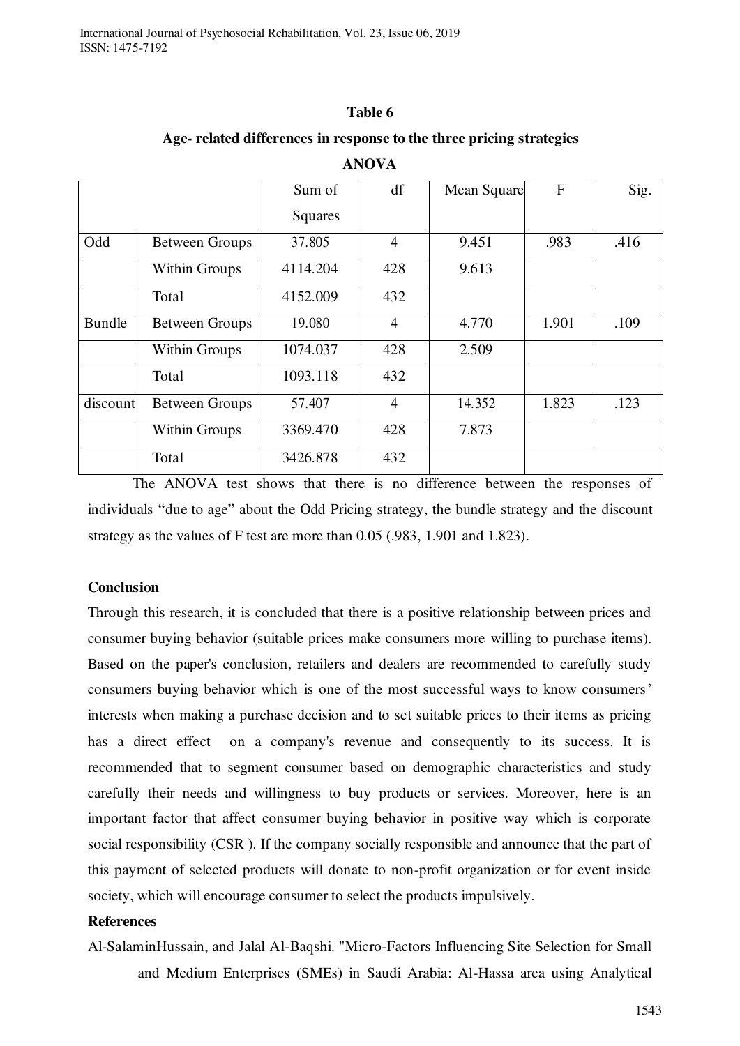**Table 6**

**Age- related differences in response to the three pricing strategies**

**ANOVA**

| | | Sum of Squares | df | Mean Square | F | Sig. |
|---|---|---|---|---|---|---|
| Odd | Between Groups | 37.805 | 4 | 9.451 | .983 | .416 |
| | Within Groups | 4114.204 | 428 | 9.613 | | |
| | Total | 4152.009 | 432 | | | |
| Bundle | Between Groups | 19.080 | 4 | 4.770 | 1.901 | .109 |
| | Within Groups | 1074.037 | 428 | 2.509 | | |
| | Total | 1093.118 | 432 | | | |
| discount | Between Groups | 57.407 | 4 | 14.352 | 1.823 | .123 |
| | Within Groups | 3369.470 | 428 | 7.873 | | |
| | Total | 3426.878 | 432 | | | |

The ANOVA test shows that there is no difference between the responses of individuals "due to age" about the Odd Pricing strategy, the bundle strategy and the discount strategy as the values of F test are more than 0.05 (.983, 1.901 and 1.823).

**Conclusion**

Through this research, it is concluded that there is a positive relationship between prices and consumer buying behavior (suitable prices make consumers more willing to purchase items). Based on the paper's conclusion, retailers and dealers are recommended to carefully study consumers buying behavior which is one of the most successful ways to know consumers' interests when making a purchase decision and to set suitable prices to their items as pricing has a direct effect on a company's revenue and consequently to its success. It is recommended that to segment consumer based on demographic characteristics and study carefully their needs and willingness to buy products or services. Moreover, here is an important factor that affect consumer buying behavior in positive way which is corporate social responsibility (CSR ). If the company socially responsible and announce that the part of this payment of selected products will donate to non-profit organization or for event inside society, which will encourage consumer to select the products impulsively.

**References**

Al-SalaminHussain, and Jalal Al-Baqshi. "Micro-Factors Influencing Site Selection for Small and Medium Enterprises (SMEs) in Saudi Arabia: Al-Hassa area using Analytical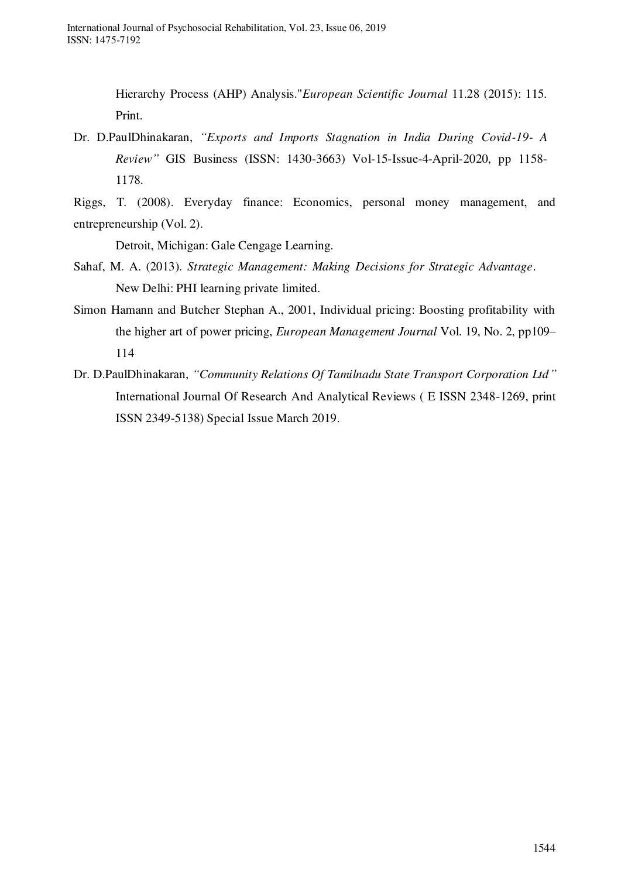Hierarchy Process (AHP) Analysis."*European Scientific Journal* 11.28 (2015): 115. Print.

Dr. D.PaulDhinakaran, *"Exports and Imports Stagnation in India During Covid-19- A Review"* GIS Business (ISSN: 1430-3663) Vol-15-Issue-4-April-2020, pp 1158-1178.

Riggs, T. (2008). Everyday finance: Economics, personal money management, and entrepreneurship (Vol. 2).

Detroit, Michigan: Gale Cengage Learning.

Sahaf, M. A. (2013). *Strategic Management: Making Decisions for Strategic Advantage*. New Delhi: PHI learning private limited.

Simon Hamann and Butcher Stephan A., 2001, Individual pricing: Boosting profitability with the higher art of power pricing, *European Management Journal* Vol. 19, No. 2, pp109–114

Dr. D.PaulDhinakaran, *"Community Relations Of Tamilnadu State Transport Corporation Ltd"* International Journal Of Research And Analytical Reviews ( E ISSN 2348-1269, print ISSN 2349-5138) Special Issue March 2019.